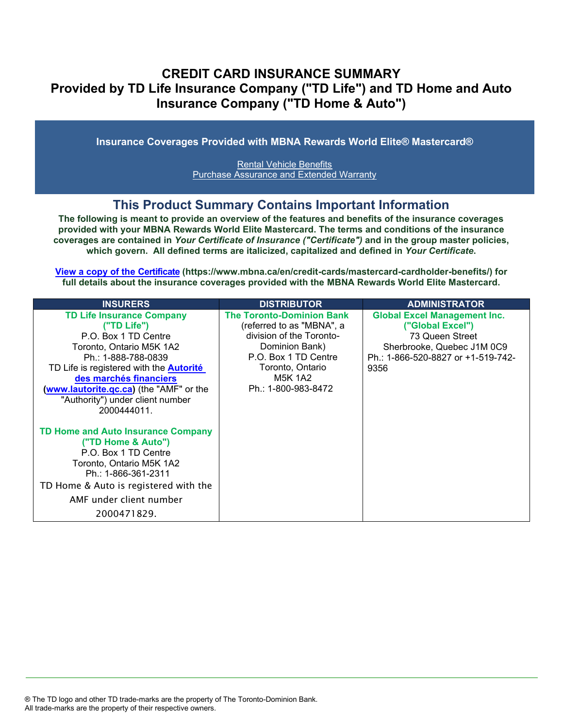# CREDIT CARD INSURANCE SUMMARY
# Provided by TD Life Insurance Company ("TD Life") and TD Home and Auto Insurance Company ("TD Home & Auto")

**Insurance Coverages Provided with MBNA Rewards World Elite® Mastercard®**

Rental Vehicle Benefits
Purchase Assurance and Extended Warranty

## This Product Summary Contains Important Information

**The following is meant to provide an overview of the features and benefits of the insurance coverages provided with your MBNA Rewards World Elite Mastercard. The terms and conditions of the insurance coverages are contained in *Your Certificate of Insurance ("Certificate")* and in the group master policies, which govern. All defined terms are italicized, capitalized and defined in *Your Certificate*.**

**View a copy of the Certificate (https://www.mbna.ca/en/credit-cards/mastercard-cardholder-benefits/) for full details about the insurance coverages provided with the MBNA Rewards World Elite Mastercard.**

| INSURERS | DISTRIBUTOR | ADMINISTRATOR |
|---|---|---|
| **TD Life Insurance Company ("TD Life")** P.O. Box 1 TD Centre Toronto, Ontario M5K 1A2 Ph.: 1-888-788-0839 TD Life is registered with the **Autorité des marchés financiers** (**www.lautorite.qc.ca**) (the "AMF" or the "Authority") under client number 2000444011. **TD Home and Auto Insurance Company ("TD Home & Auto")** P.O. Box 1 TD Centre Toronto, Ontario M5K 1A2 Ph.: 1-866-361-2311 TD Home & Auto is registered with the AMF under client number 2000471829. | **The Toronto-Dominion Bank** (referred to as "MBNA", a division of the Toronto-Dominion Bank) P.O. Box 1 TD Centre Toronto, Ontario M5K 1A2 Ph.: 1-800-983-8472 | **Global Excel Management Inc. ("Global Excel")** 73 Queen Street Sherbrooke, Quebec J1M 0C9 Ph.: 1-866-520-8827 or +1-519-742-9356 |

® The TD logo and other TD trade-marks are the property of The Toronto-Dominion Bank.
All trade-marks are the property of their respective owners.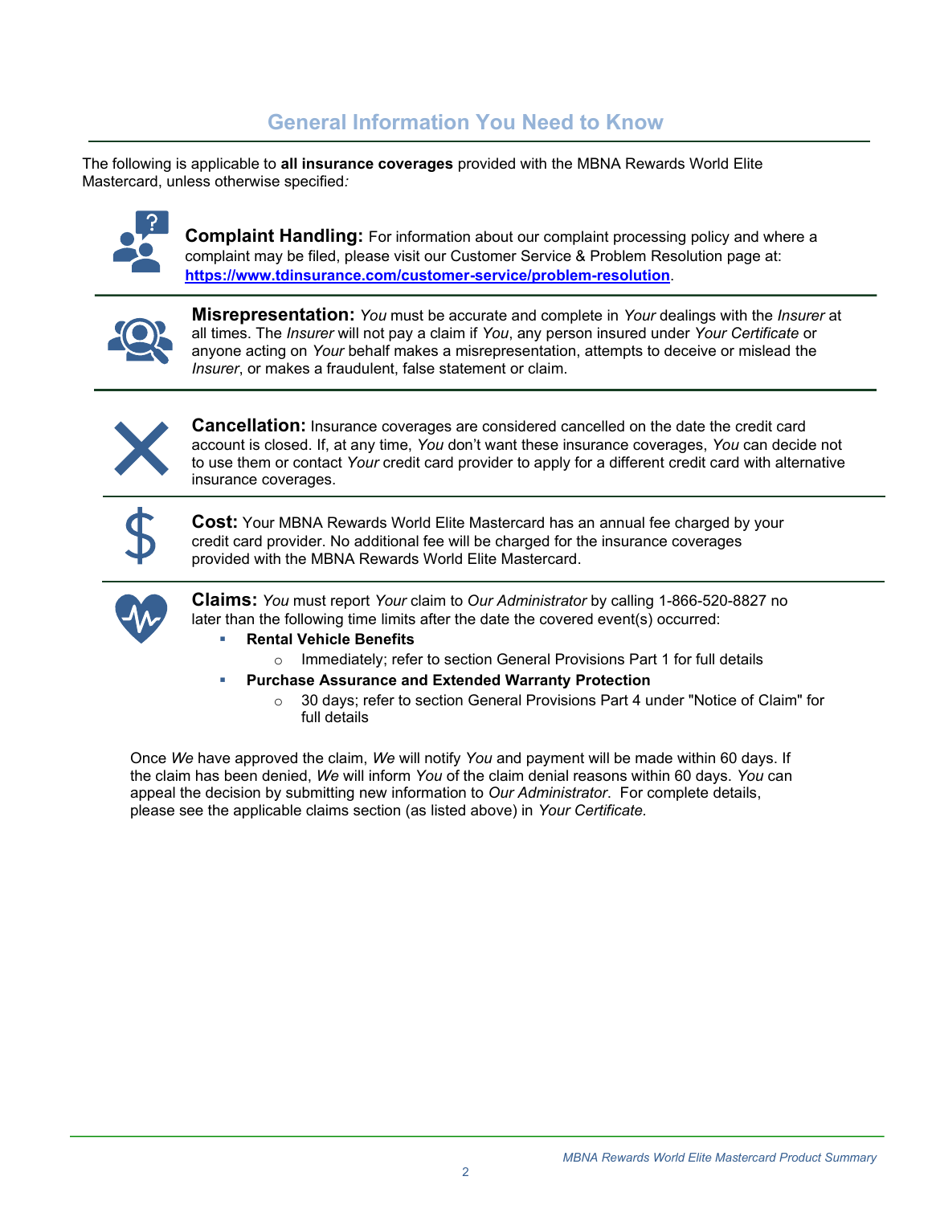## General Information You Need to Know

The following is applicable to **all insurance coverages** provided with the MBNA Rewards World Elite Mastercard, unless otherwise specified*:*

**Complaint Handling:** For information about our complaint processing policy and where a complaint may be filed, please visit our Customer Service & Problem Resolution page at: **https://www.tdinsurance.com/customer-service/problem-resolution**.

**Misrepresentation:** *You* must be accurate and complete in *Your* dealings with the *Insurer* at all times. The *Insurer* will not pay a claim if *You*, any person insured under *Your Certificate* or anyone acting on *Your* behalf makes a misrepresentation, attempts to deceive or mislead the *Insurer*, or makes a fraudulent, false statement or claim.

**Cancellation:** Insurance coverages are considered cancelled on the date the credit card account is closed. If, at any time, *You* don't want these insurance coverages, *You* can decide not to use them or contact *Your* credit card provider to apply for a different credit card with alternative insurance coverages.

**Cost:** Your MBNA Rewards World Elite Mastercard has an annual fee charged by your credit card provider. No additional fee will be charged for the insurance coverages provided with the MBNA Rewards World Elite Mastercard.

**Claims:** *You* must report *Your* claim to *Our Administrator* by calling 1-866-520-8827 no later than the following time limits after the date the covered event(s) occurred:

- **Rental Vehicle Benefits**
  - Immediately; refer to section General Provisions Part 1 for full details
- **Purchase Assurance and Extended Warranty Protection**
  - 30 days; refer to section General Provisions Part 4 under "Notice of Claim" for full details

Once *We* have approved the claim, *We* will notify *You* and payment will be made within 60 days. If the claim has been denied, *We* will inform *You* of the claim denial reasons within 60 days. *You* can appeal the decision by submitting new information to *Our Administrator*. For complete details, please see the applicable claims section (as listed above) in *Your Certificate*.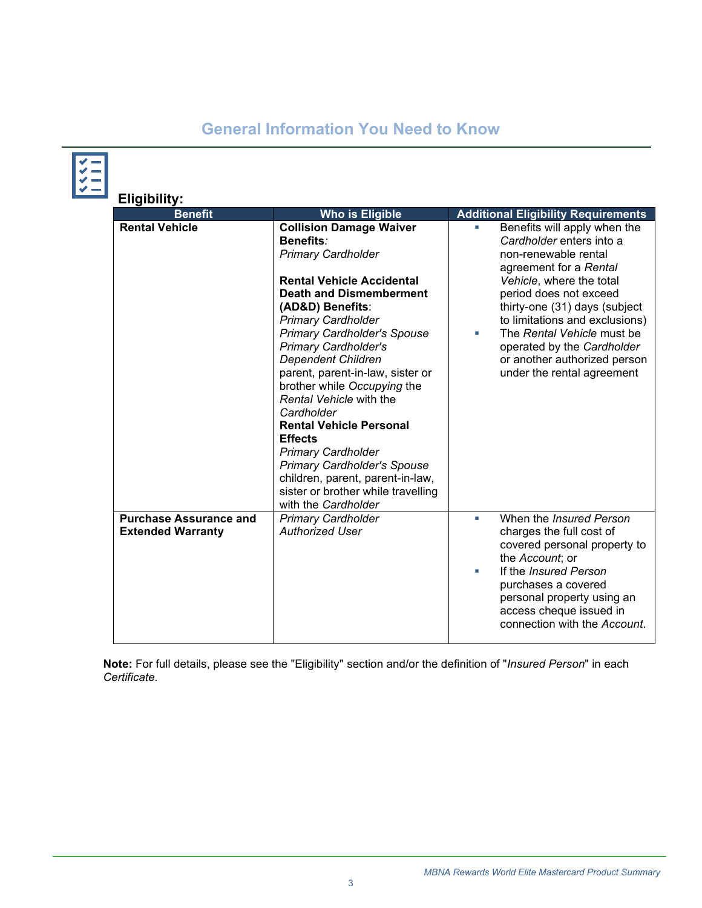# General Information You Need to Know

**Eligibility:**

| Benefit | Who is Eligible | Additional Eligibility Requirements |
|---|---|---|
| **Rental Vehicle** | **Collision Damage Waiver Benefits**: *Primary Cardholder*<br><br>**Rental Vehicle Accidental Death and Dismemberment (AD&D) Benefits**: *Primary Cardholder* *Primary Cardholder's Spouse* *Primary Cardholder's Dependent Children* parent, parent-in-law, sister or brother while *Occupying* the *Rental Vehicle* with the *Cardholder*<br>**Rental Vehicle Personal Effects** *Primary Cardholder* *Primary Cardholder's Spouse* children, parent, parent-in-law, sister or brother while travelling with the *Cardholder* | ▪ Benefits will apply when the *Cardholder* enters into a non-renewable rental agreement for a *Rental Vehicle*, where the total period does not exceed thirty-one (31) days (subject to limitations and exclusions)<br>▪ The *Rental Vehicle* must be operated by the *Cardholder* or another authorized person under the rental agreement |
| **Purchase Assurance and Extended Warranty** | *Primary Cardholder* *Authorized User* | ▪ When the *Insured Person* charges the full cost of covered personal property to the *Account*; or<br>▪ If the *Insured Person* purchases a covered personal property using an access cheque issued in connection with the *Account*. |

**Note:** For full details, please see the "Eligibility" section and/or the definition of "*Insured Person*" in each *Certificate*.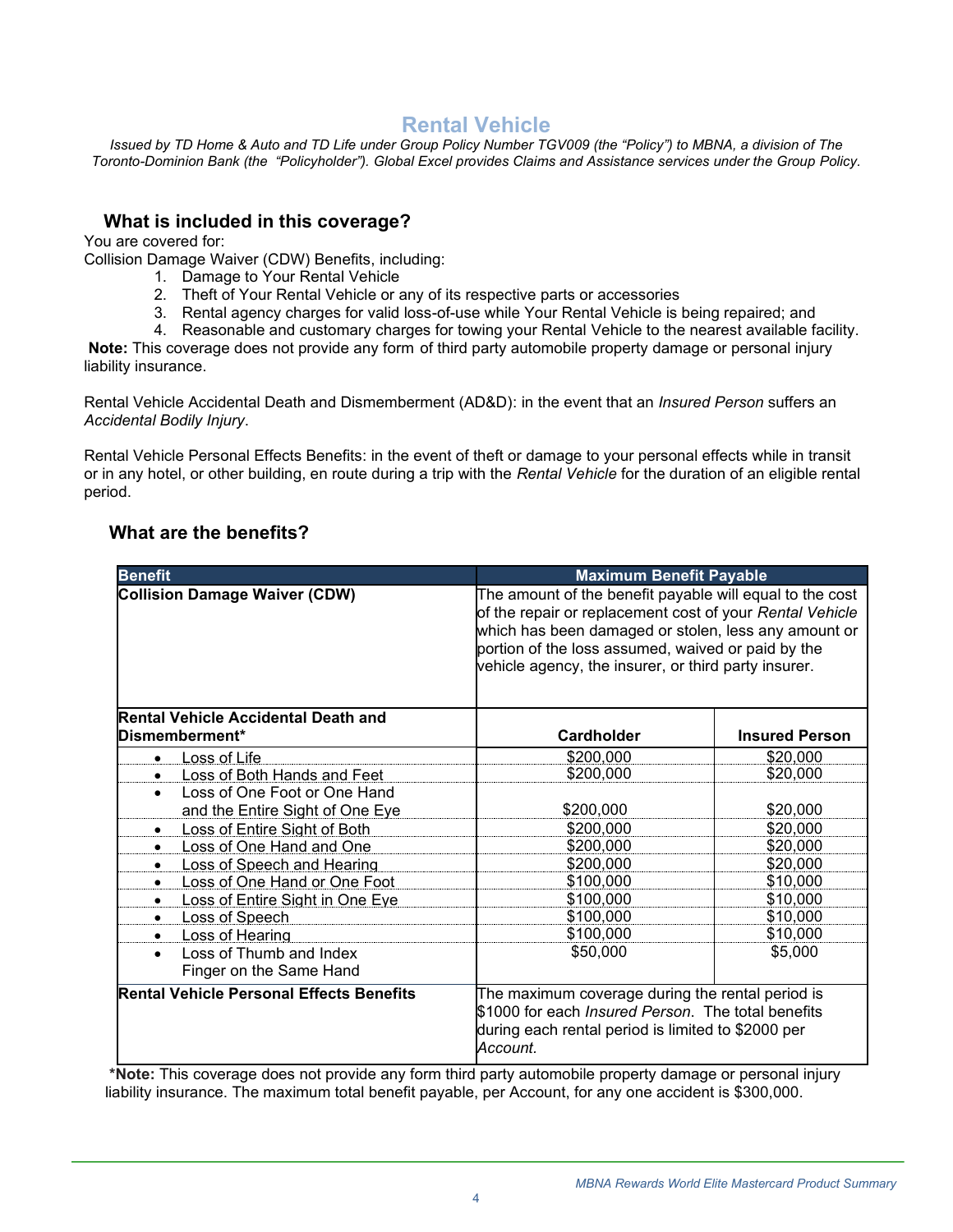# Rental Vehicle

*Issued by TD Home & Auto and TD Life under Group Policy Number TGV009 (the "Policy") to MBNA, a division of The Toronto-Dominion Bank (the "Policyholder"). Global Excel provides Claims and Assistance services under the Group Policy.*

## What is included in this coverage?

You are covered for:

Collision Damage Waiver (CDW) Benefits, including:

1. Damage to Your Rental Vehicle
2. Theft of Your Rental Vehicle or any of its respective parts or accessories
3. Rental agency charges for valid loss-of-use while Your Rental Vehicle is being repaired; and
4. Reasonable and customary charges for towing your Rental Vehicle to the nearest available facility.

**Note:** This coverage does not provide any form of third party automobile property damage or personal injury liability insurance.

Rental Vehicle Accidental Death and Dismemberment (AD&D): in the event that an *Insured Person* suffers an *Accidental Bodily Injury*.

Rental Vehicle Personal Effects Benefits: in the event of theft or damage to your personal effects while in transit or in any hotel, or other building, en route during a trip with the *Rental Vehicle* for the duration of an eligible rental period.

## What are the benefits?

| Benefit | Maximum Benefit Payable | |
|---|---|---|
| **Collision Damage Waiver (CDW)** | The amount of the benefit payable will equal to the cost of the repair or replacement cost of your *Rental Vehicle* which has been damaged or stolen, less any amount or portion of the loss assumed, waived or paid by the vehicle agency, the insurer, or third party insurer. | |
| **Rental Vehicle Accidental Death and Dismemberment*** | **Cardholder** | **Insured Person** |
| • Loss of Life | $200,000 | $20,000 |
| • Loss of Both Hands and Feet | $200,000 | $20,000 |
| • Loss of One Foot or One Hand and the Entire Sight of One Eye | $200,000 | $20,000 |
| • Loss of Entire Sight of Both | $200,000 | $20,000 |
| • Loss of One Hand and One | $200,000 | $20,000 |
| • Loss of Speech and Hearing | $200,000 | $20,000 |
| • Loss of One Hand or One Foot | $100,000 | $10,000 |
| • Loss of Entire Sight in One Eye | $100,000 | $10,000 |
| • Loss of Speech | $100,000 | $10,000 |
| • Loss of Hearing | $100,000 | $10,000 |
| • Loss of Thumb and Index Finger on the Same Hand | $50,000 | $5,000 |
| **Rental Vehicle Personal Effects Benefits** | The maximum coverage during the rental period is $1000 for each *Insured Person*. The total benefits during each rental period is limited to $2000 per *Account*. | |

***Note:** This coverage does not provide any form third party automobile property damage or personal injury liability insurance. The maximum total benefit payable, per Account, for any one accident is $300,000.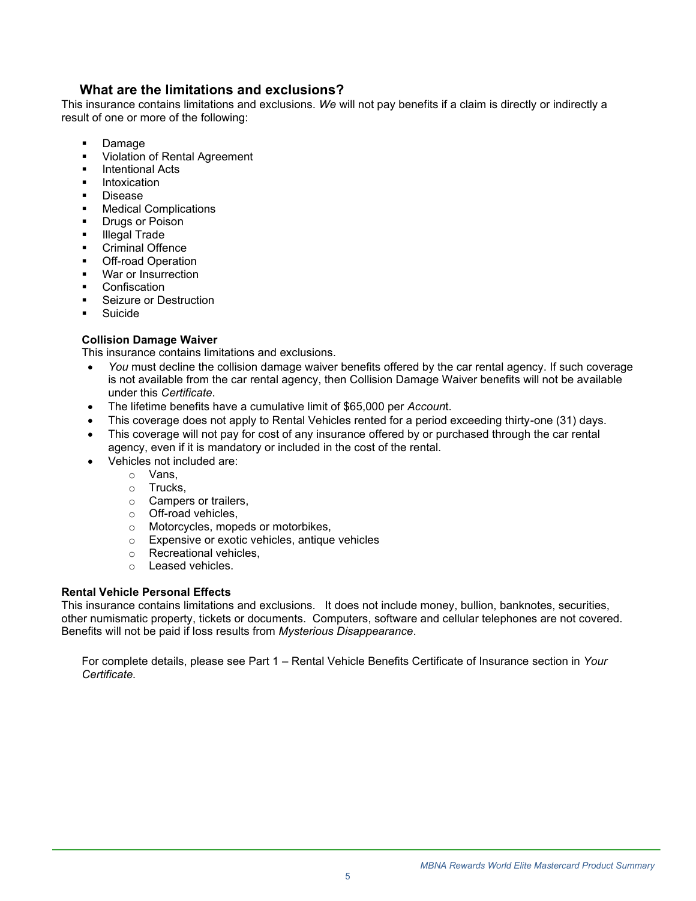## What are the limitations and exclusions?

This insurance contains limitations and exclusions. *We* will not pay benefits if a claim is directly or indirectly a result of one or more of the following:

- Damage
- Violation of Rental Agreement
- Intentional Acts
- Intoxication
- Disease
- Medical Complications
- Drugs or Poison
- Illegal Trade
- Criminal Offence
- Off-road Operation
- War or Insurrection
- Confiscation
- Seizure or Destruction
- Suicide

**Collision Damage Waiver**

This insurance contains limitations and exclusions.

- *You* must decline the collision damage waiver benefits offered by the car rental agency. If such coverage is not available from the car rental agency, then Collision Damage Waiver benefits will not be available under this *Certificate*.
- The lifetime benefits have a cumulative limit of $65,000 per *Account*.
- This coverage does not apply to Rental Vehicles rented for a period exceeding thirty-one (31) days.
- This coverage will not pay for cost of any insurance offered by or purchased through the car rental agency, even if it is mandatory or included in the cost of the rental.
- Vehicles not included are:
  - Vans,
  - Trucks,
  - Campers or trailers,
  - Off-road vehicles,
  - Motorcycles, mopeds or motorbikes,
  - Expensive or exotic vehicles, antique vehicles
  - Recreational vehicles,
  - Leased vehicles.

**Rental Vehicle Personal Effects**

This insurance contains limitations and exclusions. It does not include money, bullion, banknotes, securities, other numismatic property, tickets or documents. Computers, software and cellular telephones are not covered. Benefits will not be paid if loss results from *Mysterious Disappearance*.

For complete details, please see Part 1 – Rental Vehicle Benefits Certificate of Insurance section in *Your Certificate.*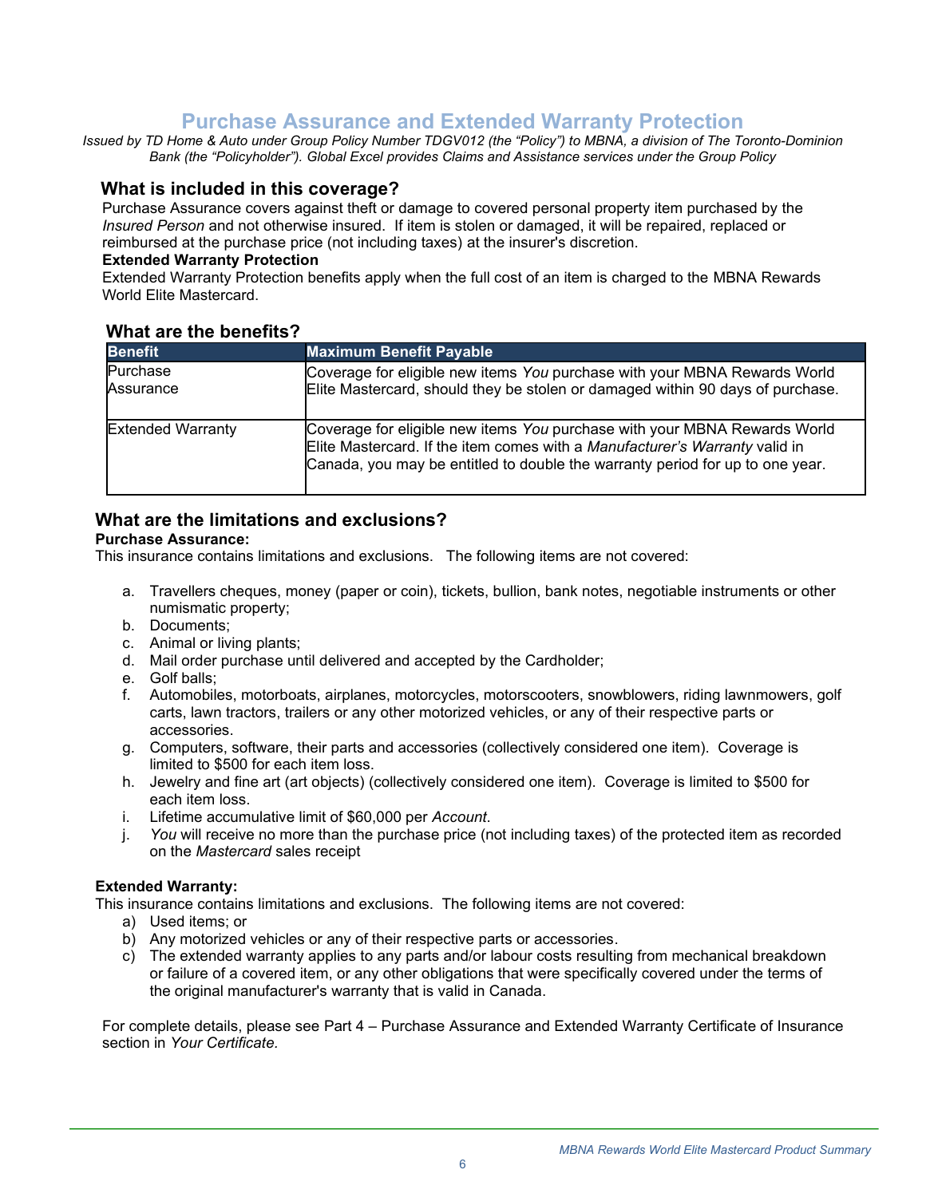# Purchase Assurance and Extended Warranty Protection

*Issued by TD Home & Auto under Group Policy Number TDGV012 (the "Policy") to MBNA, a division of The Toronto-Dominion Bank (the "Policyholder"). Global Excel provides Claims and Assistance services under the Group Policy*

## What is included in this coverage?

Purchase Assurance covers against theft or damage to covered personal property item purchased by the *Insured Person* and not otherwise insured. If item is stolen or damaged, it will be repaired, replaced or reimbursed at the purchase price (not including taxes) at the insurer's discretion.

**Extended Warranty Protection**

Extended Warranty Protection benefits apply when the full cost of an item is charged to the MBNA Rewards World Elite Mastercard.

## What are the benefits?

| Benefit | Maximum Benefit Payable |
|---|---|
| Purchase Assurance | Coverage for eligible new items *You* purchase with your MBNA Rewards World Elite Mastercard, should they be stolen or damaged within 90 days of purchase. |
| Extended Warranty | Coverage for eligible new items *You* purchase with your MBNA Rewards World Elite Mastercard. If the item comes with a *Manufacturer's Warranty* valid in Canada, you may be entitled to double the warranty period for up to one year. |

## What are the limitations and exclusions?

**Purchase Assurance:**

This insurance contains limitations and exclusions. The following items are not covered:

a. Travellers cheques, money (paper or coin), tickets, bullion, bank notes, negotiable instruments or other numismatic property;
b. Documents;
c. Animal or living plants;
d. Mail order purchase until delivered and accepted by the Cardholder;
e. Golf balls;
f. Automobiles, motorboats, airplanes, motorcycles, motorscooters, snowblowers, riding lawnmowers, golf carts, lawn tractors, trailers or any other motorized vehicles, or any of their respective parts or accessories.
g. Computers, software, their parts and accessories (collectively considered one item). Coverage is limited to $500 for each item loss.
h. Jewelry and fine art (art objects) (collectively considered one item). Coverage is limited to $500 for each item loss.
i. Lifetime accumulative limit of $60,000 per *Account*.
j. *You* will receive no more than the purchase price (not including taxes) of the protected item as recorded on the *Mastercard* sales receipt

**Extended Warranty:**

This insurance contains limitations and exclusions. The following items are not covered:

a) Used items; or
b) Any motorized vehicles or any of their respective parts or accessories.
c) The extended warranty applies to any parts and/or labour costs resulting from mechanical breakdown or failure of a covered item, or any other obligations that were specifically covered under the terms of the original manufacturer's warranty that is valid in Canada.

For complete details, please see Part 4 – Purchase Assurance and Extended Warranty Certificate of Insurance section in *Your Certificate.*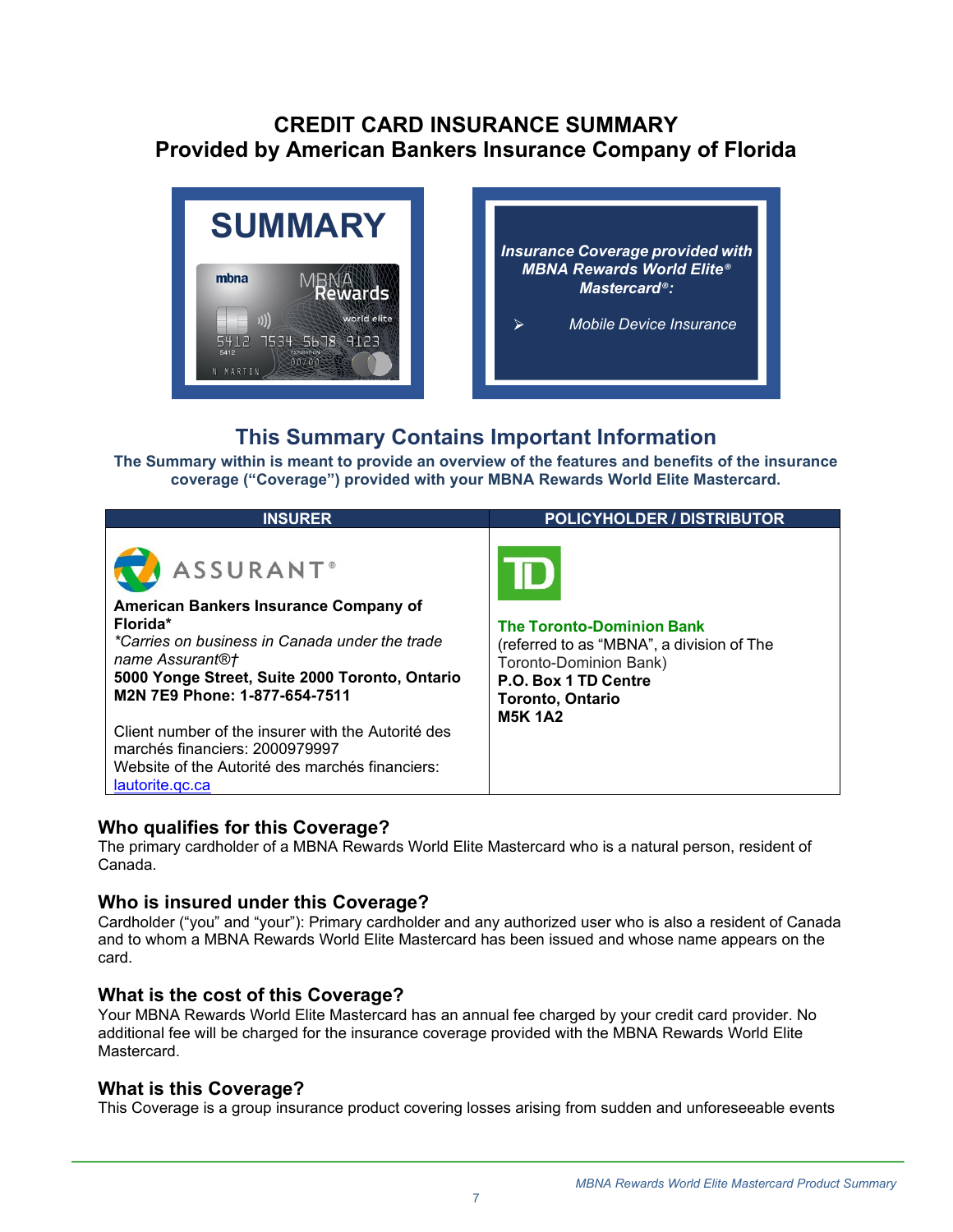# CREDIT CARD INSURANCE SUMMARY
# Provided by American Bankers Insurance Company of Florida

**SUMMARY**

*Insurance Coverage provided with MBNA Rewards World Elite® Mastercard®:*

- *Mobile Device Insurance*

## This Summary Contains Important Information

**The Summary within is meant to provide an overview of the features and benefits of the insurance coverage ("Coverage") provided with your MBNA Rewards World Elite Mastercard.**

| INSURER | POLICYHOLDER / DISTRIBUTOR |
|---|---|
| ASSURANT® **American Bankers Insurance Company of Florida*** *\*Carries on business in Canada under the trade name Assurant®†* **5000 Yonge Street, Suite 2000 Toronto, Ontario M2N 7E9 Phone: 1-877-654-7511** Client number of the insurer with the Autorité des marchés financiers: 2000979997 Website of the Autorité des marchés financiers: lautorite.qc.ca | TD **The Toronto-Dominion Bank** (referred to as "MBNA", a division of The Toronto-Dominion Bank) **P.O. Box 1 TD Centre Toronto, Ontario M5K 1A2** |

### Who qualifies for this Coverage?

The primary cardholder of a MBNA Rewards World Elite Mastercard who is a natural person, resident of Canada.

### Who is insured under this Coverage?

Cardholder ("you" and "your"): Primary cardholder and any authorized user who is also a resident of Canada and to whom a MBNA Rewards World Elite Mastercard has been issued and whose name appears on the card.

### What is the cost of this Coverage?

Your MBNA Rewards World Elite Mastercard has an annual fee charged by your credit card provider. No additional fee will be charged for the insurance coverage provided with the MBNA Rewards World Elite Mastercard.

### What is this Coverage?

This Coverage is a group insurance product covering losses arising from sudden and unforeseeable events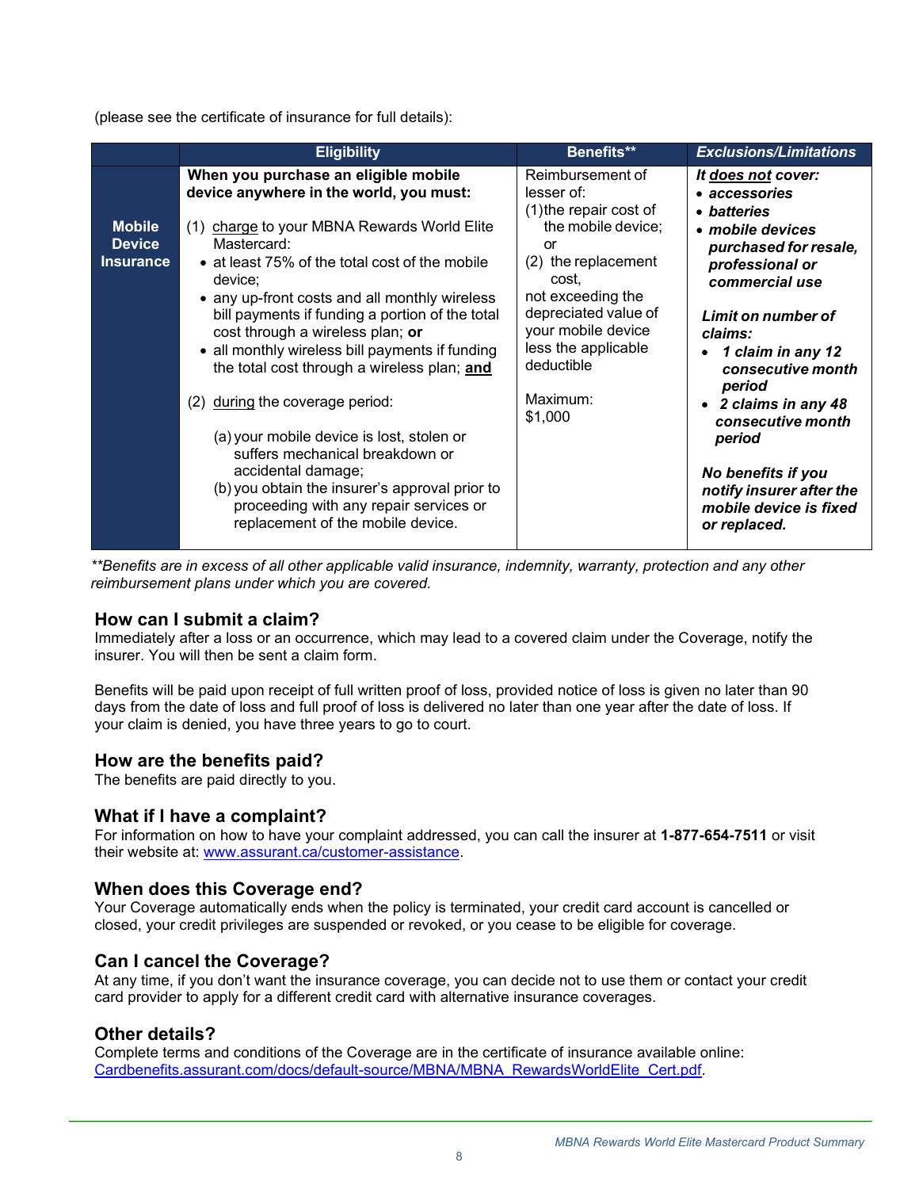(please see the certificate of insurance for full details):

| | Eligibility | Benefits** | *Exclusions/Limitations* |
|---|---|---|---|
| **Mobile Device Insurance** | **When you purchase an eligible mobile device anywhere in the world, you must:**<br><br>(1) charge to your MBNA Rewards World Elite Mastercard:<br>• at least 75% of the total cost of the mobile device;<br>• any up-front costs and all monthly wireless bill payments if funding a portion of the total cost through a wireless plan; **or**<br>• all monthly wireless bill payments if funding the total cost through a wireless plan; **and**<br><br>(2) during the coverage period:<br><br>(a) your mobile device is lost, stolen or suffers mechanical breakdown or accidental damage;<br>(b) you obtain the insurer's approval prior to proceeding with any repair services or replacement of the mobile device. | Reimbursement of lesser of:<br>(1) the repair cost of the mobile device;<br>or<br>(2) the replacement cost,<br>not exceeding the depreciated value of your mobile device less the applicable deductible<br><br>Maximum: $1,000 | ***It does not cover:***<br>• ***accessories***<br>• ***batteries***<br>• ***mobile devices purchased for resale, professional or commercial use***<br><br>***Limit on number of claims:***<br>• ***1 claim in any 12 consecutive month period***<br>• ***2 claims in any 48 consecutive month period***<br><br>***No benefits if you notify insurer after the mobile device is fixed or replaced.*** |

*\*\*Benefits are in excess of all other applicable valid insurance, indemnity, warranty, protection and any other reimbursement plans under which you are covered.*

## How can I submit a claim?

Immediately after a loss or an occurrence, which may lead to a covered claim under the Coverage, notify the insurer. You will then be sent a claim form.

Benefits will be paid upon receipt of full written proof of loss, provided notice of loss is given no later than 90 days from the date of loss and full proof of loss is delivered no later than one year after the date of loss. If your claim is denied, you have three years to go to court.

## How are the benefits paid?

The benefits are paid directly to you.

## What if I have a complaint?

For information on how to have your complaint addressed, you can call the insurer at **1-877-654-7511** or visit their website at: [www.assurant.ca/customer-assistance](www.assurant.ca/customer-assistance).

## When does this Coverage end?

Your Coverage automatically ends when the policy is terminated, your credit card account is cancelled or closed, your credit privileges are suspended or revoked, or you cease to be eligible for coverage.

## Can I cancel the Coverage?

At any time, if you don't want the insurance coverage, you can decide not to use them or contact your credit card provider to apply for a different credit card with alternative insurance coverages.

## Other details?

Complete terms and conditions of the Coverage are in the certificate of insurance available online:
[Cardbenefits.assurant.com/docs/default-source/MBNA/MBNA_RewardsWorldElite_Cert.pdf](Cardbenefits.assurant.com/docs/default-source/MBNA/MBNA_RewardsWorldElite_Cert.pdf).